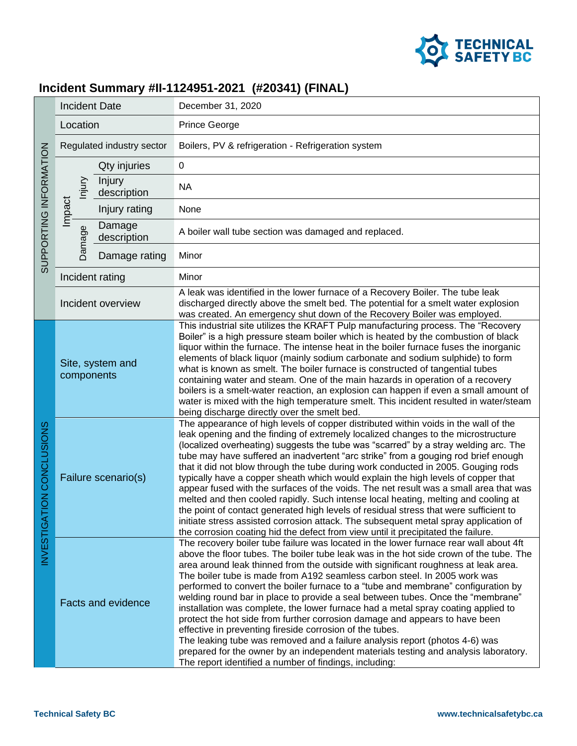# Incident Summary #II-1124951-2021 (#20341) (FINAL)

| Section | Field | | | Details |
|---|---|---|---|---|
| SUPPORTING INFORMATION | Incident Date | | | December 31, 2020 |
| | Location | | | Prince George |
| | Regulated industry sector | | | Boilers, PV & refrigeration - Refrigeration system |
| | Impact | Injury | Qty injuries | 0 |
| | | | Injury description | NA |
| | | | Injury rating | None |
| | | Damage | Damage description | A boiler wall tube section was damaged and replaced. |
| | | | Damage rating | Minor |
| | Incident rating | | | Minor |
| | Incident overview | | | A leak was identified in the lower furnace of a Recovery Boiler. The tube leak discharged directly above the smelt bed. The potential for a smelt water explosion was created. An emergency shut down of the Recovery Boiler was employed. |
| INVESTIGATION CONCLUSIONS | Site, system and components | | | This industrial site utilizes the KRAFT Pulp manufacturing process. The "Recovery Boiler" is a high pressure steam boiler which is heated by the combustion of black liquor within the furnace. The intense heat in the boiler furnace fuses the inorganic elements of black liquor (mainly sodium carbonate and sodium sulphide) to form what is known as smelt. The boiler furnace is constructed of tangential tubes containing water and steam. One of the main hazards in operation of a recovery boilers is a smelt-water reaction, an explosion can happen if even a small amount of water is mixed with the high temperature smelt. This incident resulted in water/steam being discharge directly over the smelt bed. |
| | Failure scenario(s) | | | The appearance of high levels of copper distributed within voids in the wall of the leak opening and the finding of extremely localized changes to the microstructure (localized overheating) suggests the tube was "scarred" by a stray welding arc. The tube may have suffered an inadvertent "arc strike" from a gouging rod brief enough that it did not blow through the tube during work conducted in 2005. Gouging rods typically have a copper sheath which would explain the high levels of copper that appear fused with the surfaces of the voids. The net result was a small area that was melted and then cooled rapidly. Such intense local heating, melting and cooling at the point of contact generated high levels of residual stress that were sufficient to initiate stress assisted corrosion attack. The subsequent metal spray application of the corrosion coating hid the defect from view until it precipitated the failure. |
| | Facts and evidence | | | The recovery boiler tube failure was located in the lower furnace rear wall about 4ft above the floor tubes. The boiler tube leak was in the hot side crown of the tube. The area around leak thinned from the outside with significant roughness at leak area. The boiler tube is made from A192 seamless carbon steel. In 2005 work was performed to convert the boiler furnace to a "tube and membrane" configuration by welding round bar in place to provide a seal between tubes. Once the "membrane" installation was complete, the lower furnace had a metal spray coating applied to protect the hot side from further corrosion damage and appears to have been effective in preventing fireside corrosion of the tubes.<br>The leaking tube was removed and a failure analysis report (photos 4-6) was prepared for the owner by an independent materials testing and analysis laboratory. The report identified a number of findings, including: |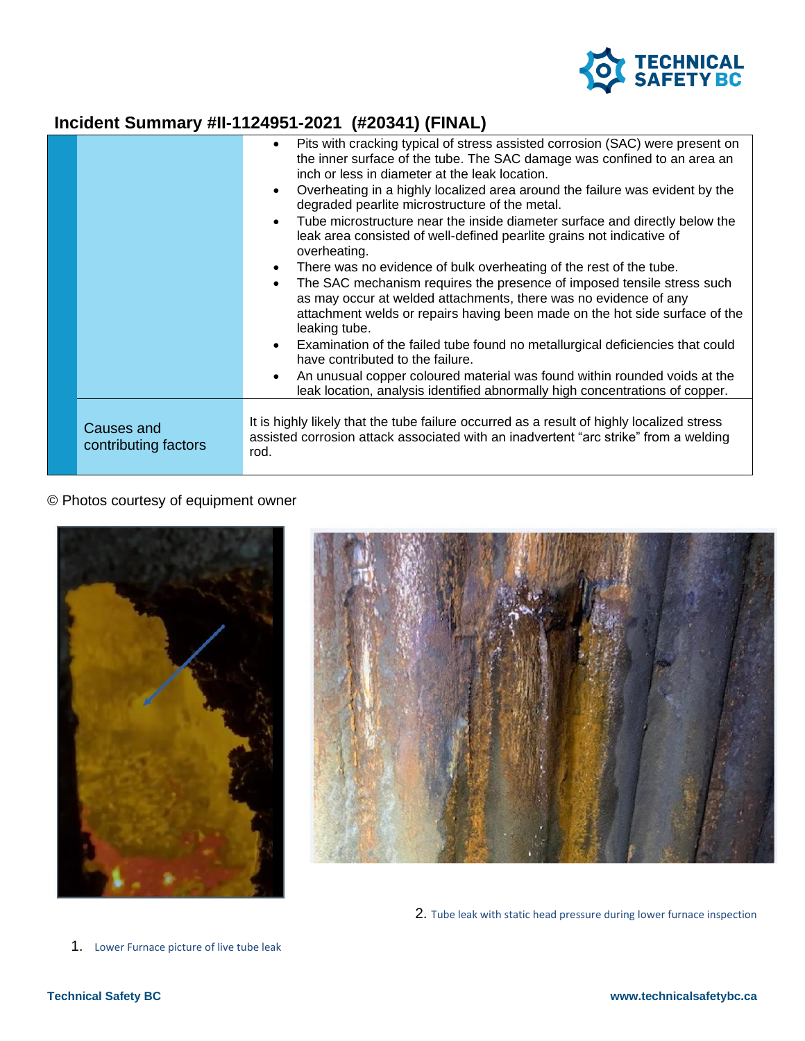## Incident Summary #II-1124951-2021 (#20341) (FINAL)

| | |
|---|---|
| | • Pits with cracking typical of stress assisted corrosion (SAC) were present on the inner surface of the tube. The SAC damage was confined to an area an inch or less in diameter at the leak location.<br>• Overheating in a highly localized area around the failure was evident by the degraded pearlite microstructure of the metal.<br>• Tube microstructure near the inside diameter surface and directly below the leak area consisted of well-defined pearlite grains not indicative of overheating.<br>• There was no evidence of bulk overheating of the rest of the tube.<br>• The SAC mechanism requires the presence of imposed tensile stress such as may occur at welded attachments, there was no evidence of any attachment welds or repairs having been made on the hot side surface of the leaking tube.<br>• Examination of the failed tube found no metallurgical deficiencies that could have contributed to the failure.<br>• An unusual copper coloured material was found within rounded voids at the leak location, analysis identified abnormally high concentrations of copper. |
| Causes and contributing factors | It is highly likely that the tube failure occurred as a result of highly localized stress assisted corrosion attack associated with an inadvertent "arc strike" from a welding rod. |

© Photos courtesy of equipment owner

1. Lower Furnace picture of live tube leak

2. Tube leak with static head pressure during lower furnace inspection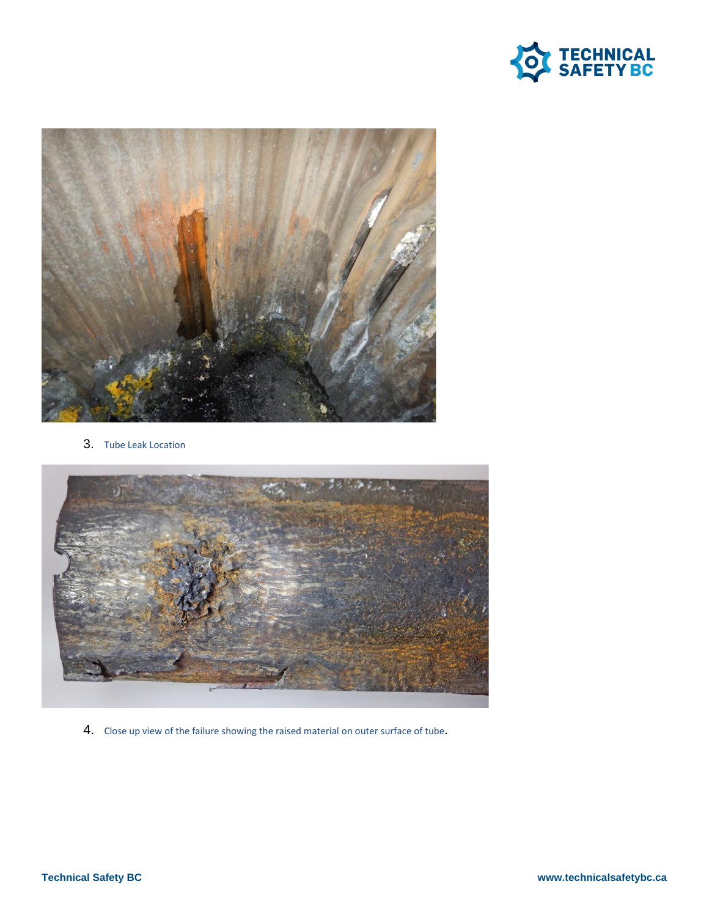3. Tube Leak Location

4. Close up view of the failure showing the raised material on outer surface of tube.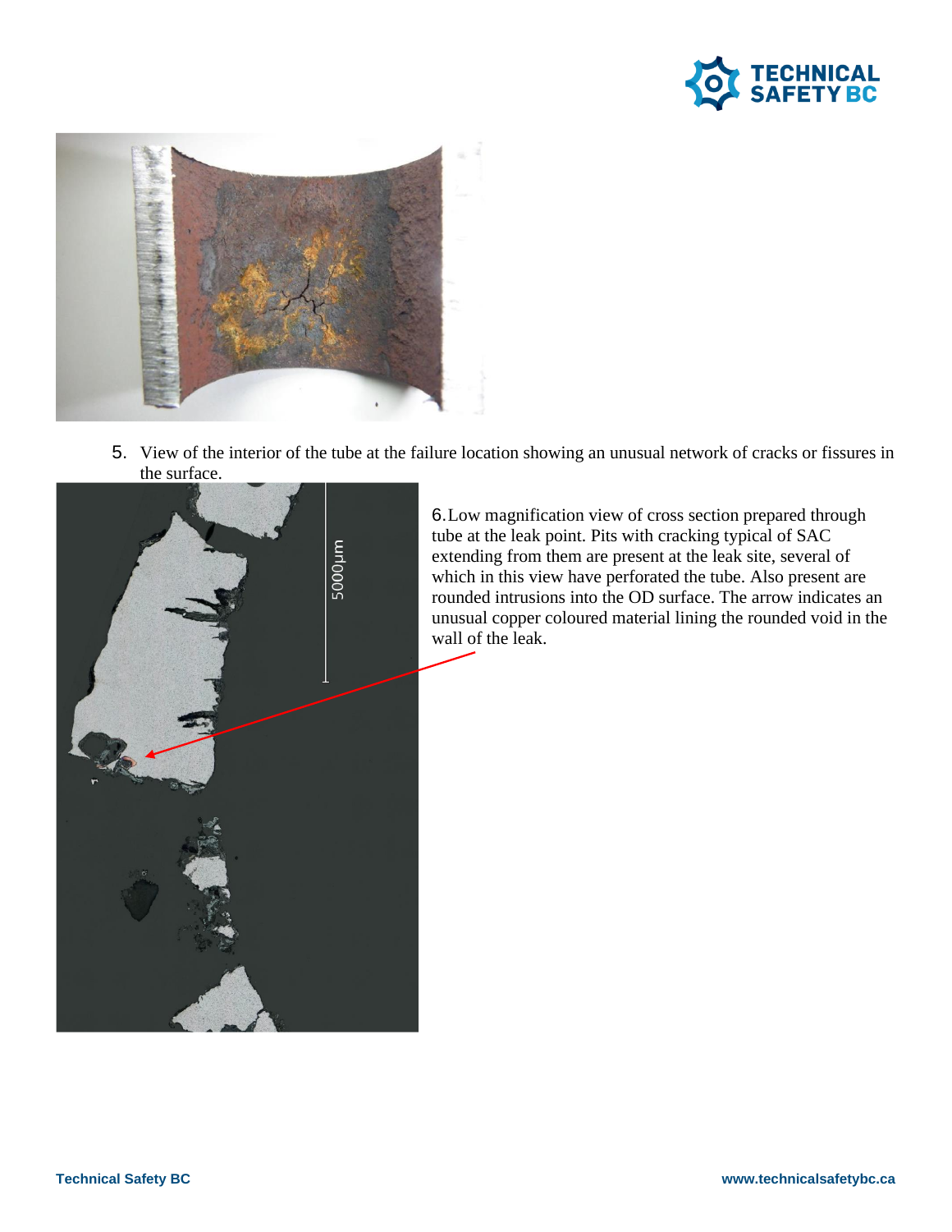5. View of the interior of the tube at the failure location showing an unusual network of cracks or fissures in the surface.

5000μm

6. Low magnification view of cross section prepared through tube at the leak point. Pits with cracking typical of SAC extending from them are present at the leak site, several of which in this view have perforated the tube. Also present are rounded intrusions into the OD surface. The arrow indicates an unusual copper coloured material lining the rounded void in the wall of the leak.